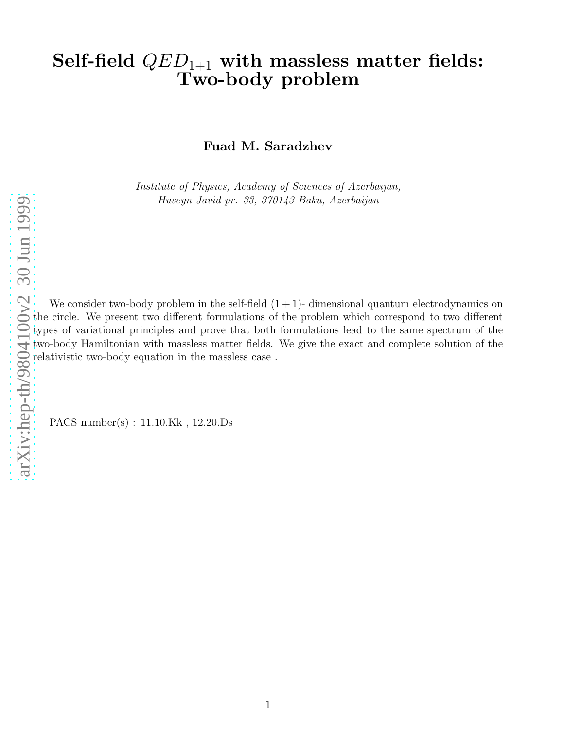# Self-field $QED_{1+1}$ with massless matter fields: Two-body problem

**Fuad M. Saradzhev**

*Institute of Physics, Academy of Sciences of Azerbaijan,*
*Huseyn Javid pr. 33, 370143 Baku, Azerbaijan*

We consider two-body problem in the self-field $(1+1)$- dimensional quantum electrodynamics on the circle. We present two different formulations of the problem which correspond to two different types of variational principles and prove that both formulations lead to the same spectrum of the two-body Hamiltonian with massless matter fields. We give the exact and complete solution of the relativistic two-body equation in the massless case .

PACS number(s) : 11.10.Kk , 12.20.Ds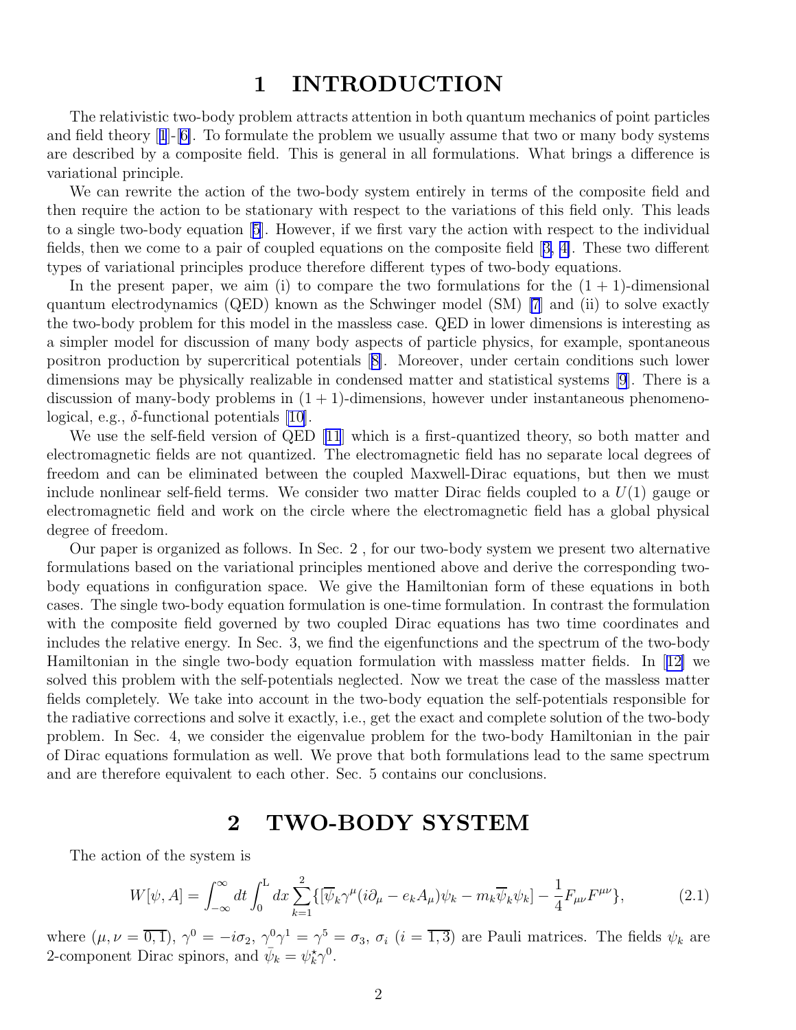# 1 INTRODUCTION

The relativistic two-body problem attracts attention in both quantum mechanics of point particles and field theory [1]-[6]. To formulate the problem we usually assume that two or many body systems are described by a composite field. This is general in all formulations. What brings a difference is variational principle.

We can rewrite the action of the two-body system entirely in terms of the composite field and then require the action to be stationary with respect to the variations of this field only. This leads to a single two-body equation [5]. However, if we first vary the action with respect to the individual fields, then we come to a pair of coupled equations on the composite field [3, 4]. These two different types of variational principles produce therefore different types of two-body equations.

In the present paper, we aim (i) to compare the two formulations for the $(1+1)$-dimensional quantum electrodynamics (QED) known as the Schwinger model (SM) [7] and (ii) to solve exactly the two-body problem for this model in the massless case. QED in lower dimensions is interesting as a simpler model for discussion of many body aspects of particle physics, for example, spontaneous positron production by supercritical potentials [8]. Moreover, under certain conditions such lower dimensions may be physically realizable in condensed matter and statistical systems [9]. There is a discussion of many-body problems in $(1+1)$-dimensions, however under instantaneous phenomenological, e.g., $\delta$-functional potentials [10].

We use the self-field version of QED [11] which is a first-quantized theory, so both matter and electromagnetic fields are not quantized. The electromagnetic field has no separate local degrees of freedom and can be eliminated between the coupled Maxwell-Dirac equations, but then we must include nonlinear self-field terms. We consider two matter Dirac fields coupled to a $U(1)$ gauge or electromagnetic field and work on the circle where the electromagnetic field has a global physical degree of freedom.

Our paper is organized as follows. In Sec. 2 , for our two-body system we present two alternative formulations based on the variational principles mentioned above and derive the corresponding two-body equations in configuration space. We give the Hamiltonian form of these equations in both cases. The single two-body equation formulation is one-time formulation. In contrast the formulation with the composite field governed by two coupled Dirac equations has two time coordinates and includes the relative energy. In Sec. 3, we find the eigenfunctions and the spectrum of the two-body Hamiltonian in the single two-body equation formulation with massless matter fields. In [12] we solved this problem with the self-potentials neglected. Now we treat the case of the massless matter fields completely. We take into account in the two-body equation the self-potentials responsible for the radiative corrections and solve it exactly, i.e., get the exact and complete solution of the two-body problem. In Sec. 4, we consider the eigenvalue problem for the two-body Hamiltonian in the pair of Dirac equations formulation as well. We prove that both formulations lead to the same spectrum and are therefore equivalent to each other. Sec. 5 contains our conclusions.

# 2 TWO-BODY SYSTEM

The action of the system is

$$W[\psi, A] = \int_{-\infty}^{\infty} dt \int_0^{\mathrm{L}} dx \sum_{k=1}^{2} \{ [\overline{\psi}_k \gamma^\mu (i\partial_\mu - e_k A_\mu)\psi_k - m_k \overline{\psi}_k \psi_k] - \frac{1}{4} F_{\mu\nu} F^{\mu\nu} \}, \tag{2.1}$$

where $(\mu, \nu = \overline{0,1})$, $\gamma^0 = -i\sigma_2$, $\gamma^0\gamma^1 = \gamma^5 = \sigma_3$, $\sigma_i$ $(i = \overline{1,3})$ are Pauli matrices. The fields $\psi_k$ are 2-component Dirac spinors, and $\bar{\psi}_k = \psi_k^\star \gamma^0$.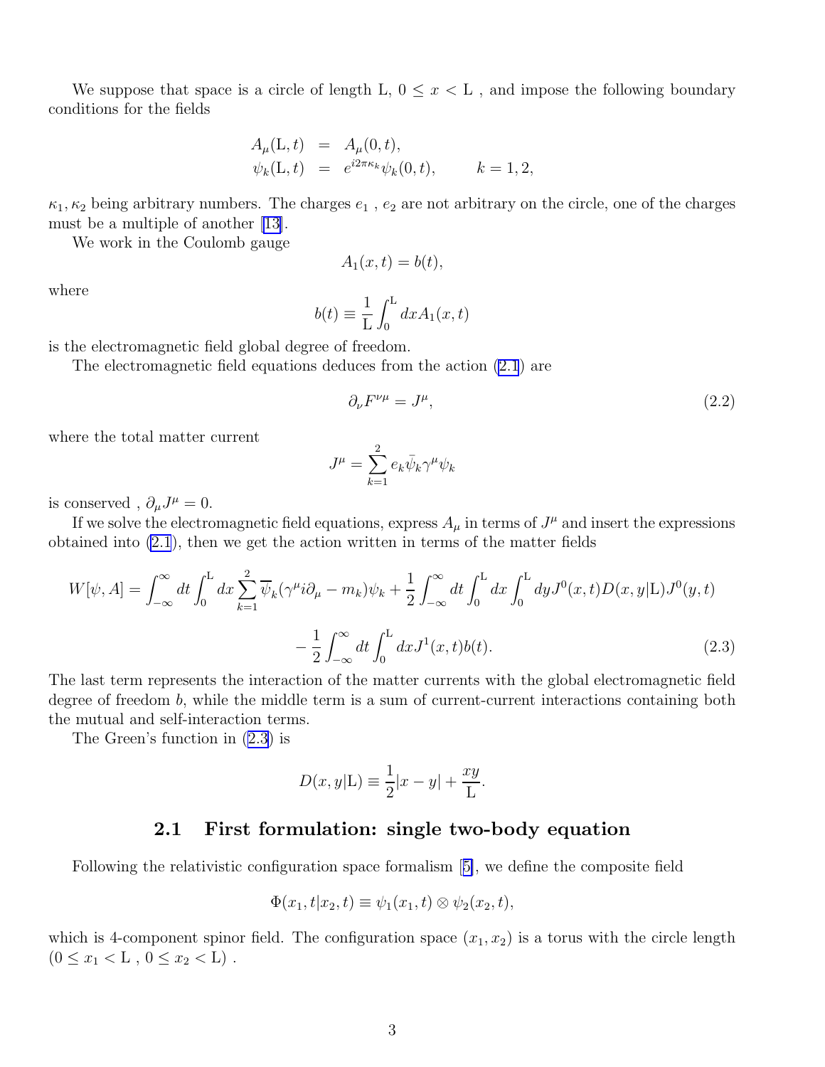We suppose that space is a circle of length L, $0 \leq x < \mathrm{L}$ , and impose the following boundary conditions for the fields

$$
\begin{aligned}
A_\mu(\mathrm{L}, t) &= A_\mu(0, t), \\
\psi_k(\mathrm{L}, t) &= e^{i2\pi\kappa_k}\psi_k(0, t), \qquad k = 1, 2,
\end{aligned}
$$

$\kappa_1, \kappa_2$ being arbitrary numbers. The charges $e_1$ , $e_2$ are not arbitrary on the circle, one of the charges must be a multiple of another [13].

We work in the Coulomb gauge

$$
A_1(x, t) = b(t),
$$

where

$$
b(t) \equiv \frac{1}{\mathrm{L}} \int_0^{\mathrm{L}} dx A_1(x, t)
$$

is the electromagnetic field global degree of freedom.

The electromagnetic field equations deduces from the action (2.1) are

$$
\partial_\nu F^{\nu\mu} = J^\mu, \tag{2.2}
$$

where the total matter current

$$
J^\mu = \sum_{k=1}^{2} e_k \bar{\psi}_k \gamma^\mu \psi_k
$$

is conserved , $\partial_\mu J^\mu = 0$.

If we solve the electromagnetic field equations, express $A_\mu$ in terms of $J^\mu$ and insert the expressions obtained into (2.1), then we get the action written in terms of the matter fields

$$
\begin{aligned}
W[\psi, A] = \int_{-\infty}^{\infty} dt \int_0^{\mathrm{L}} dx \sum_{k=1}^{2} \overline{\psi}_k(\gamma^\mu i\partial_\mu - m_k)\psi_k + \frac{1}{2}\int_{-\infty}^{\infty} dt \int_0^{\mathrm{L}} dx \int_0^{\mathrm{L}} dy J^0(x, t) D(x, y|\mathrm{L}) J^0(y, t) \\
- \frac{1}{2}\int_{-\infty}^{\infty} dt \int_0^{\mathrm{L}} dx J^1(x, t) b(t).
\end{aligned} \tag{2.3}
$$

The last term represents the interaction of the matter currents with the global electromagnetic field degree of freedom $b$, while the middle term is a sum of current-current interactions containing both the mutual and self-interaction terms.

The Green's function in (2.3) is

$$
D(x, y|\mathrm{L}) \equiv \frac{1}{2}|x - y| + \frac{xy}{\mathrm{L}}.
$$

## 2.1 First formulation: single two-body equation

Following the relativistic configuration space formalism [5], we define the composite field

$$
\Phi(x_1, t|x_2, t) \equiv \psi_1(x_1, t) \otimes \psi_2(x_2, t),
$$

which is 4-component spinor field. The configuration space $(x_1, x_2)$ is a torus with the circle length $(0 \leq x_1 < \mathrm{L}\ ,\ 0 \leq x_2 < \mathrm{L})$ .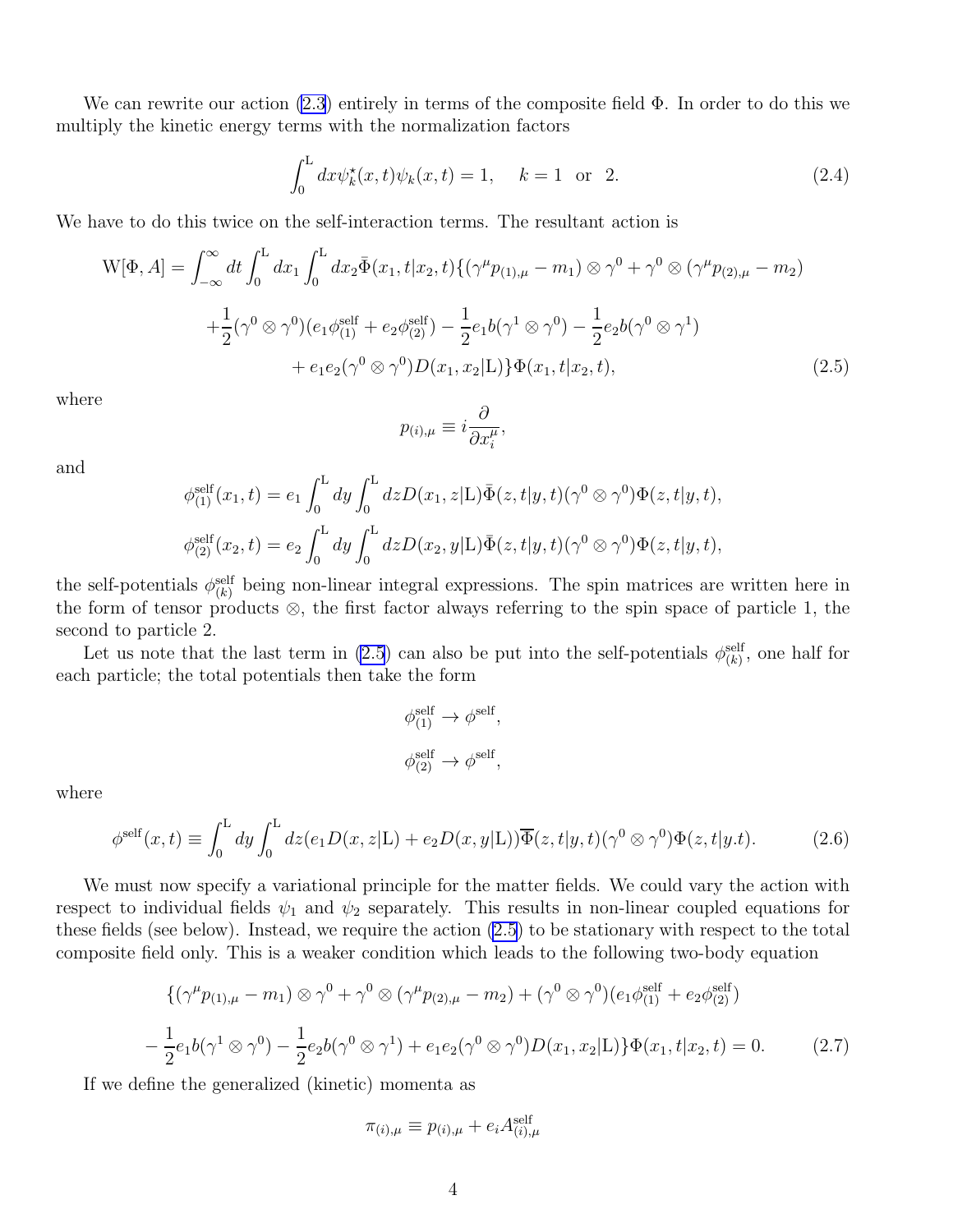We can rewrite our action (2.3) entirely in terms of the composite field $\Phi$. In order to do this we multiply the kinetic energy terms with the normalization factors

$$\int_0^{\mathrm{L}} dx \psi_k^\star(x,t)\psi_k(x,t) = 1, \quad k = 1 \;\text{ or }\; 2. \tag{2.4}$$

We have to do this twice on the self-interaction terms. The resultant action is

$$\begin{aligned}
\mathrm{W}[\Phi, A] = \int_{-\infty}^{\infty} dt \int_0^{\mathrm{L}} dx_1 \int_0^{\mathrm{L}} dx_2 \bar{\Phi}(x_1, t|x_2, t)\{&(\gamma^\mu p_{(1),\mu} - m_1)\otimes\gamma^0 + \gamma^0\otimes(\gamma^\mu p_{(2),\mu} - m_2) \\
&+ \frac{1}{2}(\gamma^0\otimes\gamma^0)(e_1\phi^{\mathrm{self}}_{(1)} + e_2\phi^{\mathrm{self}}_{(2)}) - \frac{1}{2}e_1 b(\gamma^1\otimes\gamma^0) - \frac{1}{2}e_2 b(\gamma^0\otimes\gamma^1) \\
&+ e_1 e_2(\gamma^0\otimes\gamma^0)D(x_1, x_2|\mathrm{L})\}\Phi(x_1, t|x_2, t),
\end{aligned} \tag{2.5}$$

where

$$p_{(i),\mu} \equiv i\frac{\partial}{\partial x_i^\mu},$$

and

$$\phi^{\mathrm{self}}_{(1)}(x_1, t) = e_1 \int_0^{\mathrm{L}} dy \int_0^{\mathrm{L}} dz D(x_1, z|\mathrm{L})\bar{\Phi}(z, t|y, t)(\gamma^0\otimes\gamma^0)\Phi(z, t|y, t),$$

$$\phi^{\mathrm{self}}_{(2)}(x_2, t) = e_2 \int_0^{\mathrm{L}} dy \int_0^{\mathrm{L}} dz D(x_2, y|\mathrm{L})\bar{\Phi}(z, t|y, t)(\gamma^0\otimes\gamma^0)\Phi(z, t|y, t),$$

the self-potentials $\phi^{\mathrm{self}}_{(k)}$ being non-linear integral expressions. The spin matrices are written here in the form of tensor products $\otimes$, the first factor always referring to the spin space of particle 1, the second to particle 2.

Let us note that the last term in (2.5) can also be put into the self-potentials $\phi^{\mathrm{self}}_{(k)}$, one half for each particle; the total potentials then take the form

$$\phi^{\mathrm{self}}_{(1)} \to \phi^{\mathrm{self}},$$

$$\phi^{\mathrm{self}}_{(2)} \to \phi^{\mathrm{self}},$$

where

$$\phi^{\mathrm{self}}(x, t) \equiv \int_0^{\mathrm{L}} dy \int_0^{\mathrm{L}} dz (e_1 D(x, z|\mathrm{L}) + e_2 D(x, y|\mathrm{L}))\overline{\Phi}(z, t|y, t)(\gamma^0\otimes\gamma^0)\Phi(z, t|y.t). \tag{2.6}$$

We must now specify a variational principle for the matter fields. We could vary the action with respect to individual fields $\psi_1$ and $\psi_2$ separately. This results in non-linear coupled equations for these fields (see below). Instead, we require the action (2.5) to be stationary with respect to the total composite field only. This is a weaker condition which leads to the following two-body equation

$$\begin{aligned}
\{&(\gamma^\mu p_{(1),\mu} - m_1)\otimes\gamma^0 + \gamma^0\otimes(\gamma^\mu p_{(2),\mu} - m_2) + (\gamma^0\otimes\gamma^0)(e_1\phi^{\mathrm{self}}_{(1)} + e_2\phi^{\mathrm{self}}_{(2)}) \\
&- \frac{1}{2}e_1 b(\gamma^1\otimes\gamma^0) - \frac{1}{2}e_2 b(\gamma^0\otimes\gamma^1) + e_1 e_2(\gamma^0\otimes\gamma^0)D(x_1, x_2|\mathrm{L})\}\Phi(x_1, t|x_2, t) = 0.
\end{aligned} \tag{2.7}$$

If we define the generalized (kinetic) momenta as

$$\pi_{(i),\mu} \equiv p_{(i),\mu} + e_i A^{\mathrm{self}}_{(i),\mu}$$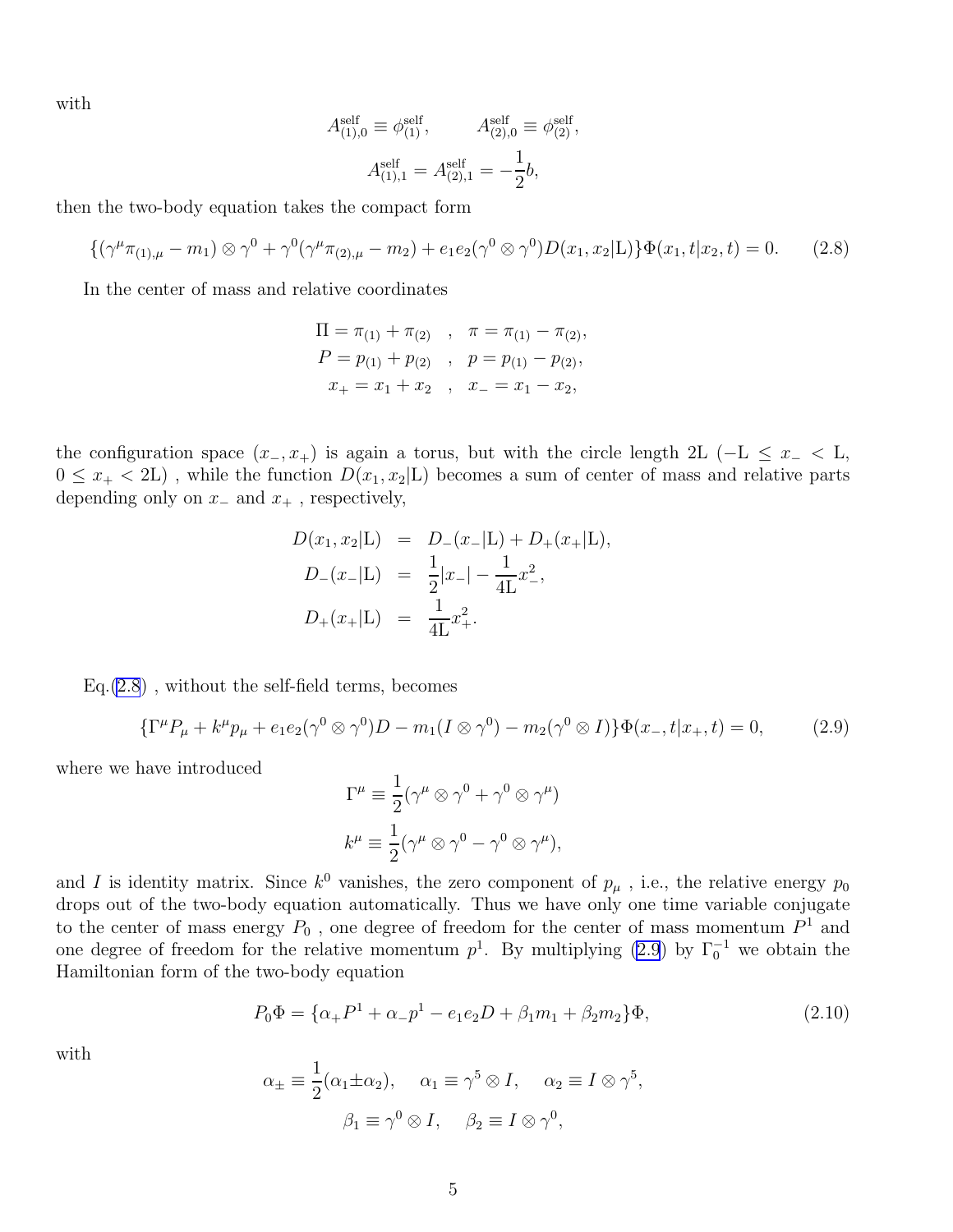with

$$A^{\rm self}_{(1),0} \equiv \phi^{\rm self}_{(1)}, \qquad A^{\rm self}_{(2),0} \equiv \phi^{\rm self}_{(2)},$$

$$A^{\rm self}_{(1),1} = A^{\rm self}_{(2),1} = -\frac{1}{2}b,$$

then the two-body equation takes the compact form

$$\{(\gamma^\mu \pi_{(1),\mu} - m_1) \otimes \gamma^0 + \gamma^0 (\gamma^\mu \pi_{(2),\mu} - m_2) + e_1 e_2 (\gamma^0 \otimes \gamma^0) D(x_1, x_2|{\rm L})\} \Phi(x_1, t|x_2, t) = 0. \tag{2.8}$$

In the center of mass and relative coordinates

$$\begin{aligned}
\Pi = \pi_{(1)} + \pi_{(2)} \quad &, \quad \pi = \pi_{(1)} - \pi_{(2)}, \\
P = p_{(1)} + p_{(2)} \quad &, \quad p = p_{(1)} - p_{(2)}, \\
x_+ = x_1 + x_2 \quad &, \quad x_- = x_1 - x_2,
\end{aligned}$$

the configuration space $(x_-, x_+)$ is again a torus, but with the circle length 2L ($-{\rm L} \leq x_- < {\rm L}$, $0 \leq x_+ < 2{\rm L}$) , while the function $D(x_1, x_2|{\rm L})$ becomes a sum of center of mass and relative parts depending only on $x_-$ and $x_+$ , respectively,

$$\begin{aligned}
D(x_1, x_2|{\rm L}) &= D_-(x_-|{\rm L}) + D_+(x_+|{\rm L}), \\
D_-(x_-|{\rm L}) &= \frac{1}{2}|x_-| - \frac{1}{4{\rm L}} x_-^2, \\
D_+(x_+|{\rm L}) &= \frac{1}{4{\rm L}} x_+^2.
\end{aligned}$$

Eq.(2.8) , without the self-field terms, becomes

$$\{\Gamma^\mu P_\mu + k^\mu p_\mu + e_1 e_2 (\gamma^0 \otimes \gamma^0) D - m_1 (I \otimes \gamma^0) - m_2 (\gamma^0 \otimes I)\} \Phi(x_-, t|x_+, t) = 0, \tag{2.9}$$

where we have introduced

$$\Gamma^\mu \equiv \frac{1}{2}(\gamma^\mu \otimes \gamma^0 + \gamma^0 \otimes \gamma^\mu)$$

$$k^\mu \equiv \frac{1}{2}(\gamma^\mu \otimes \gamma^0 - \gamma^0 \otimes \gamma^\mu),$$

and $I$ is identity matrix. Since $k^0$ vanishes, the zero component of $p_\mu$ , i.e., the relative energy $p_0$ drops out of the two-body equation automatically. Thus we have only one time variable conjugate to the center of mass energy $P_0$ , one degree of freedom for the center of mass momentum $P^1$ and one degree of freedom for the relative momentum $p^1$. By multiplying (2.9) by $\Gamma_0^{-1}$ we obtain the Hamiltonian form of the two-body equation

$$P_0 \Phi = \{\alpha_+ P^1 + \alpha_- p^1 - e_1 e_2 D + \beta_1 m_1 + \beta_2 m_2\} \Phi, \tag{2.10}$$

with

$$\alpha_\pm \equiv \frac{1}{2}(\alpha_1 \pm \alpha_2), \quad \alpha_1 \equiv \gamma^5 \otimes I, \quad \alpha_2 \equiv I \otimes \gamma^5,$$

$$\beta_1 \equiv \gamma^0 \otimes I, \quad \beta_2 \equiv I \otimes \gamma^0,$$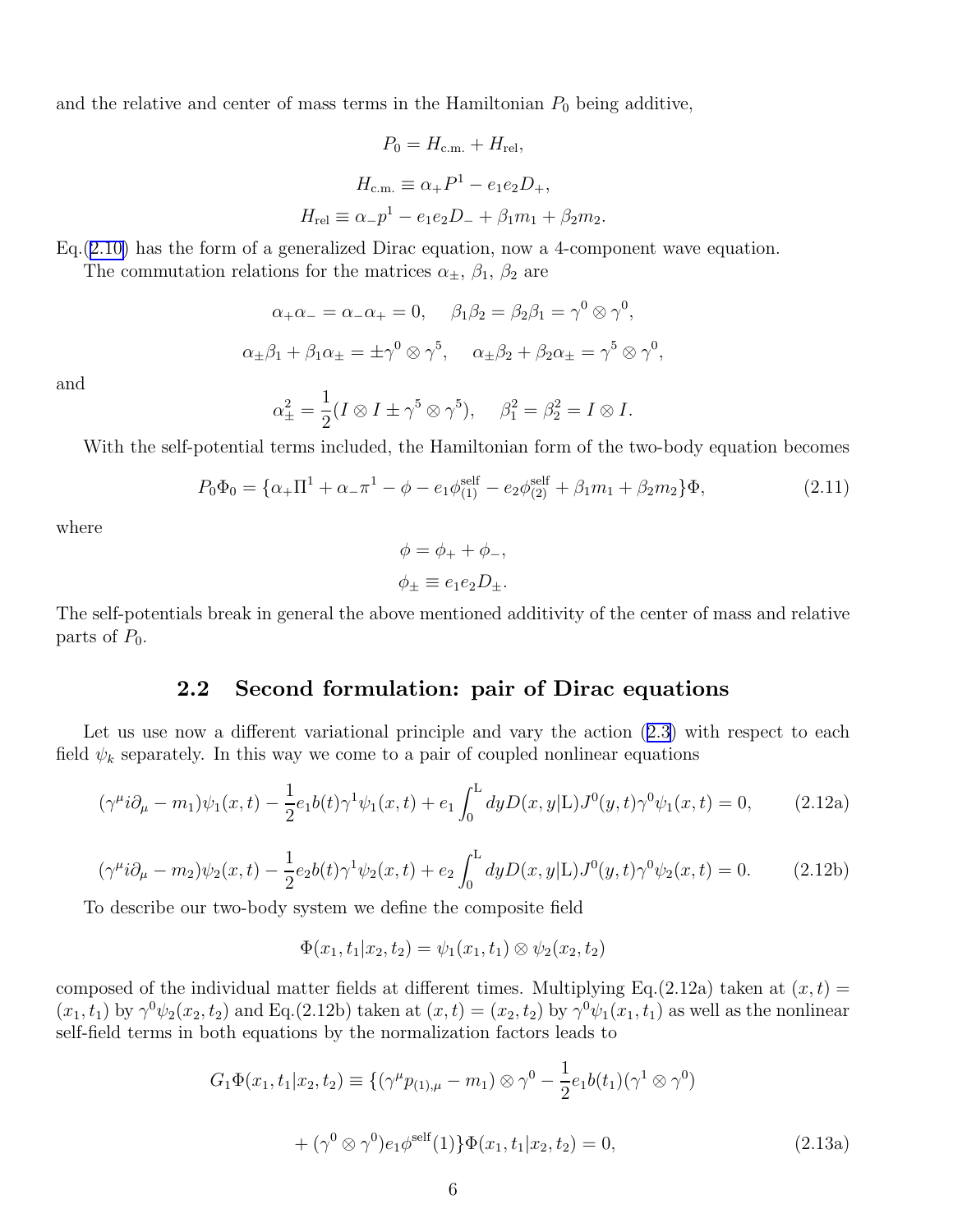and the relative and center of mass terms in the Hamiltonian $P_0$ being additive,

$$P_0 = H_{\text{c.m.}} + H_{\text{rel}},$$

$$H_{\text{c.m.}} \equiv \alpha_+ P^1 - e_1 e_2 D_+,$$

$$H_{\text{rel}} \equiv \alpha_- p^1 - e_1 e_2 D_- + \beta_1 m_1 + \beta_2 m_2.$$

Eq.(2.10) has the form of a generalized Dirac equation, now a 4-component wave equation.

The commutation relations for the matrices $\alpha_\pm$, $\beta_1$, $\beta_2$ are

$$\alpha_+\alpha_- = \alpha_-\alpha_+ = 0, \quad \beta_1\beta_2 = \beta_2\beta_1 = \gamma^0 \otimes \gamma^0,$$

$$\alpha_\pm\beta_1 + \beta_1\alpha_\pm = \pm\gamma^0 \otimes \gamma^5, \quad \alpha_\pm\beta_2 + \beta_2\alpha_\pm = \gamma^5 \otimes \gamma^0,$$

and

$$\alpha_\pm^2 = \frac{1}{2}(I \otimes I \pm \gamma^5 \otimes \gamma^5), \quad \beta_1^2 = \beta_2^2 = I \otimes I.$$

With the self-potential terms included, the Hamiltonian form of the two-body equation becomes

$$P_0\Phi_0 = \{\alpha_+\Pi^1 + \alpha_-\pi^1 - \phi - e_1\phi^{\text{self}}_{(1)} - e_2\phi^{\text{self}}_{(2)} + \beta_1 m_1 + \beta_2 m_2\}\Phi, \tag{2.11}$$

where

$$\phi = \phi_+ + \phi_-,$$

$$\phi_\pm \equiv e_1 e_2 D_\pm.$$

The self-potentials break in general the above mentioned additivity of the center of mass and relative parts of $P_0$.

### 2.2 Second formulation: pair of Dirac equations

Let us use now a different variational principle and vary the action (2.3) with respect to each field $\psi_k$ separately. In this way we come to a pair of coupled nonlinear equations

$$(\gamma^\mu i\partial_\mu - m_1)\psi_1(x,t) - \frac{1}{2}e_1 b(t)\gamma^1\psi_1(x,t) + e_1\int_0^{\text{L}} dy D(x,y|\text{L})J^0(y,t)\gamma^0\psi_1(x,t) = 0, \tag{2.12a}$$

$$(\gamma^\mu i\partial_\mu - m_2)\psi_2(x,t) - \frac{1}{2}e_2 b(t)\gamma^1\psi_2(x,t) + e_2\int_0^{\text{L}} dy D(x,y|\text{L})J^0(y,t)\gamma^0\psi_2(x,t) = 0. \tag{2.12b}$$

To describe our two-body system we define the composite field

$$\Phi(x_1,t_1|x_2,t_2) = \psi_1(x_1,t_1) \otimes \psi_2(x_2,t_2)$$

composed of the individual matter fields at different times. Multiplying Eq.(2.12a) taken at $(x,t) = (x_1,t_1)$ by $\gamma^0\psi_2(x_2,t_2)$ and Eq.(2.12b) taken at $(x,t) = (x_2,t_2)$ by $\gamma^0\psi_1(x_1,t_1)$ as well as the nonlinear self-field terms in both equations by the normalization factors leads to

$$G_1\Phi(x_1,t_1|x_2,t_2) \equiv \{(\gamma^\mu p_{(1),\mu} - m_1)\otimes\gamma^0 - \frac{1}{2}e_1 b(t_1)(\gamma^1\otimes\gamma^0)$$

$$+ (\gamma^0\otimes\gamma^0)e_1\phi^{\text{self}}(1)\}\Phi(x_1,t_1|x_2,t_2) = 0, \tag{2.13a}$$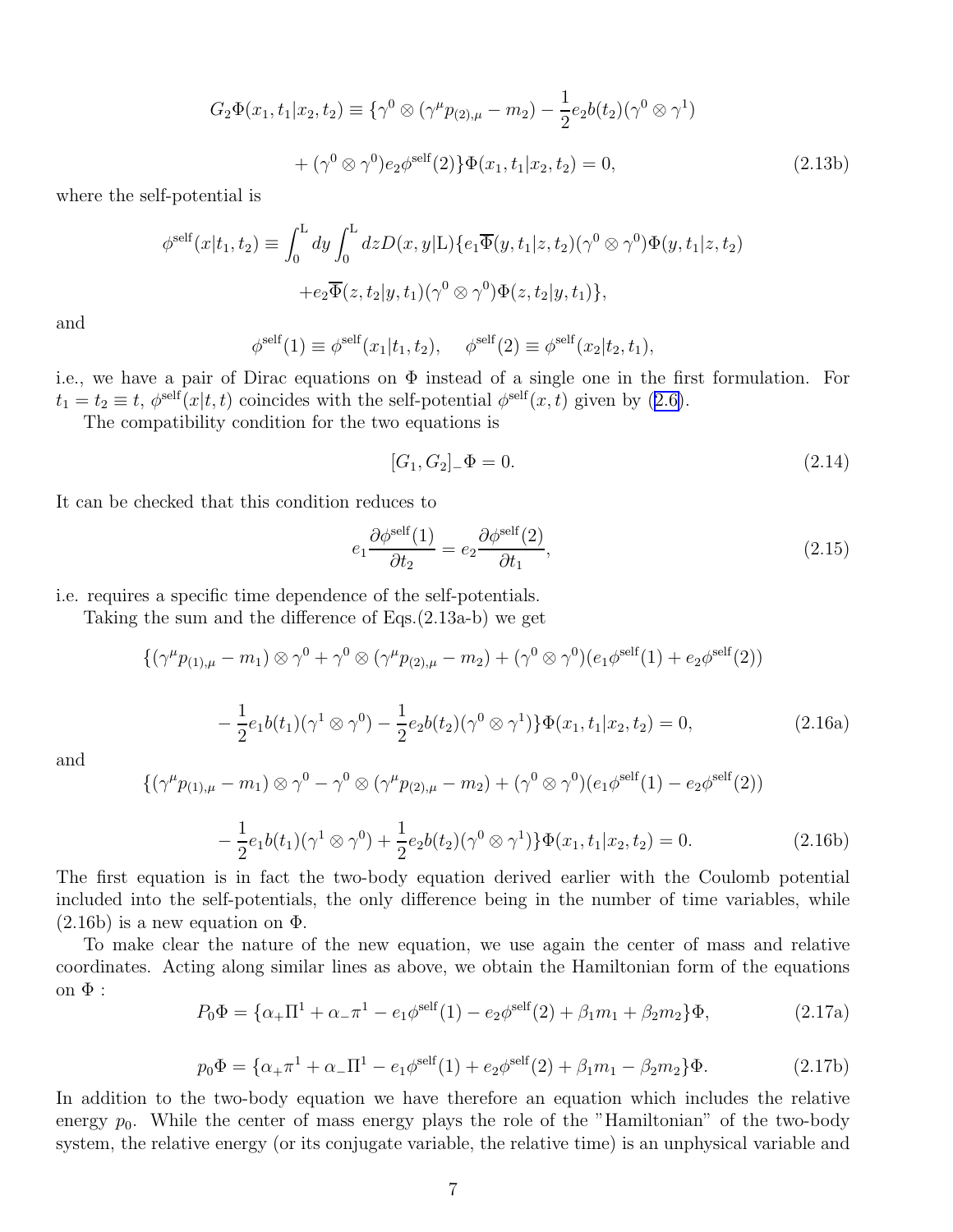$$G_2\Phi(x_1,t_1|x_2,t_2) \equiv \{\gamma^0 \otimes (\gamma^\mu p_{(2),\mu} - m_2) - \frac{1}{2}e_2 b(t_2)(\gamma^0 \otimes \gamma^1)$$

$$+ (\gamma^0 \otimes \gamma^0) e_2 \phi^{\rm self}(2)\}\Phi(x_1,t_1|x_2,t_2) = 0, \tag{2.13b}$$

where the self-potential is

$$\phi^{\rm self}(x|t_1,t_2) \equiv \int_0^{\rm L} dy \int_0^{\rm L} dz D(x,y|{\rm L})\{e_1\overline{\Phi}(y,t_1|z,t_2)(\gamma^0\otimes\gamma^0)\Phi(y,t_1|z,t_2)$$

$$+e_2\overline{\Phi}(z,t_2|y,t_1)(\gamma^0\otimes\gamma^0)\Phi(z,t_2|y,t_1)\},$$

and

$$\phi^{\rm self}(1) \equiv \phi^{\rm self}(x_1|t_1,t_2), \quad \phi^{\rm self}(2) \equiv \phi^{\rm self}(x_2|t_2,t_1),$$

i.e., we have a pair of Dirac equations on $\Phi$ instead of a single one in the first formulation. For $t_1 = t_2 \equiv t$, $\phi^{\rm self}(x|t,t)$ coincides with the self-potential $\phi^{\rm self}(x,t)$ given by (2.6).

The compatibility condition for the two equations is

$$[G_1, G_2]_- \Phi = 0. \tag{2.14}$$

It can be checked that this condition reduces to

$$e_1 \frac{\partial \phi^{\rm self}(1)}{\partial t_2} = e_2 \frac{\partial \phi^{\rm self}(2)}{\partial t_1}, \tag{2.15}$$

i.e. requires a specific time dependence of the self-potentials.

Taking the sum and the difference of Eqs.(2.13a-b) we get

$$\{(\gamma^\mu p_{(1),\mu} - m_1)\otimes\gamma^0 + \gamma^0\otimes(\gamma^\mu p_{(2),\mu} - m_2) + (\gamma^0\otimes\gamma^0)(e_1\phi^{\rm self}(1) + e_2\phi^{\rm self}(2))$$

$$-\frac{1}{2}e_1 b(t_1)(\gamma^1\otimes\gamma^0) - \frac{1}{2}e_2 b(t_2)(\gamma^0\otimes\gamma^1)\}\Phi(x_1,t_1|x_2,t_2) = 0, \tag{2.16a}$$

and

$$\{(\gamma^\mu p_{(1),\mu} - m_1)\otimes\gamma^0 - \gamma^0\otimes(\gamma^\mu p_{(2),\mu} - m_2) + (\gamma^0\otimes\gamma^0)(e_1\phi^{\rm self}(1) - e_2\phi^{\rm self}(2))$$

$$-\frac{1}{2}e_1 b(t_1)(\gamma^1\otimes\gamma^0) + \frac{1}{2}e_2 b(t_2)(\gamma^0\otimes\gamma^1)\}\Phi(x_1,t_1|x_2,t_2) = 0. \tag{2.16b}$$

The first equation is in fact the two-body equation derived earlier with the Coulomb potential included into the self-potentials, the only difference being in the number of time variables, while (2.16b) is a new equation on $\Phi$.

To make clear the nature of the new equation, we use again the center of mass and relative coordinates. Acting along similar lines as above, we obtain the Hamiltonian form of the equations on $\Phi$ :

$$P_0\Phi = \{\alpha_+\Pi^1 + \alpha_-\pi^1 - e_1\phi^{\rm self}(1) - e_2\phi^{\rm self}(2) + \beta_1 m_1 + \beta_2 m_2\}\Phi, \tag{2.17a}$$

$$p_0\Phi = \{\alpha_+\pi^1 + \alpha_-\Pi^1 - e_1\phi^{\rm self}(1) + e_2\phi^{\rm self}(2) + \beta_1 m_1 - \beta_2 m_2\}\Phi. \tag{2.17b}$$

In addition to the two-body equation we have therefore an equation which includes the relative energy $p_0$. While the center of mass energy plays the role of the "Hamiltonian" of the two-body system, the relative energy (or its conjugate variable, the relative time) is an unphysical variable and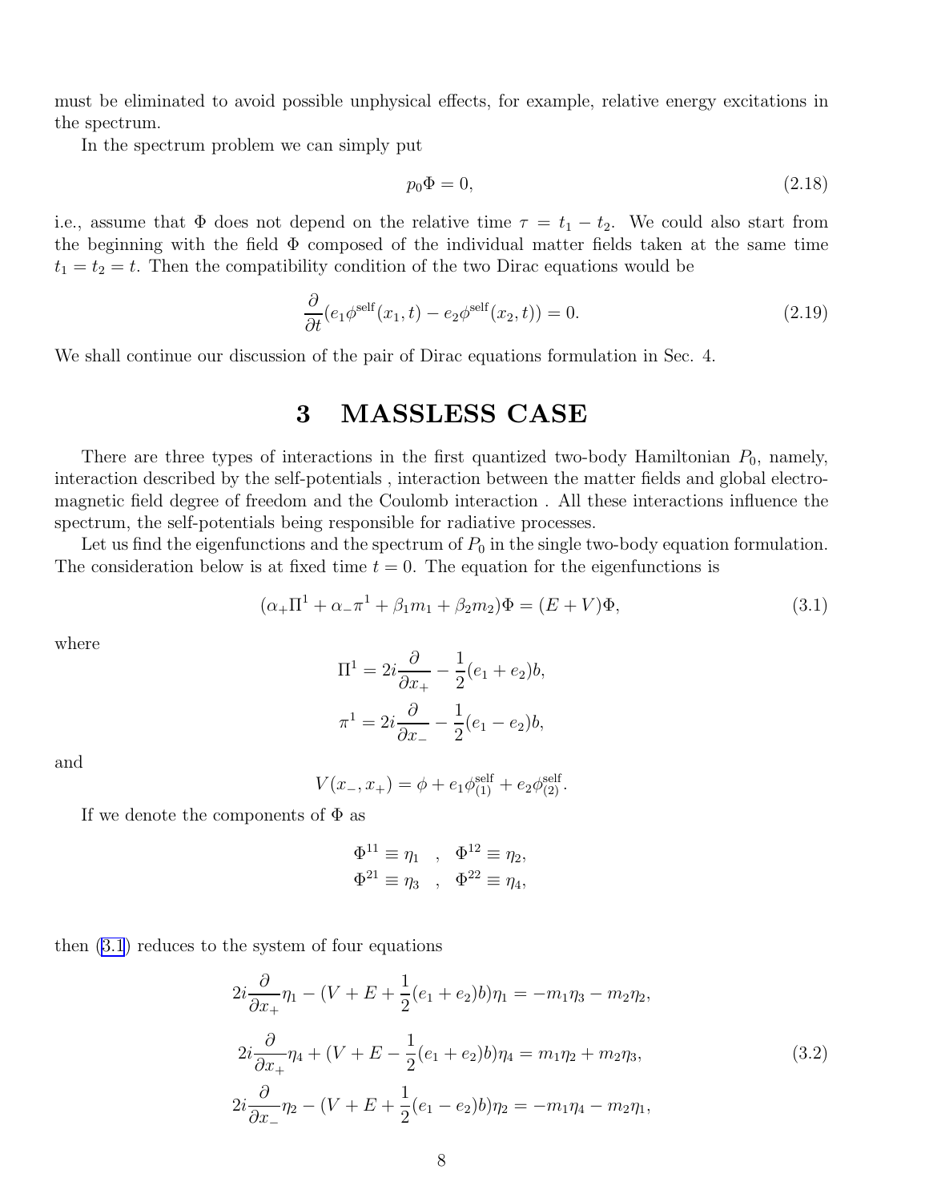must be eliminated to avoid possible unphysical effects, for example, relative energy excitations in the spectrum.

In the spectrum problem we can simply put

$$p_0\Phi = 0, \tag{2.18}$$

i.e., assume that $\Phi$ does not depend on the relative time $\tau = t_1 - t_2$. We could also start from the beginning with the field $\Phi$ composed of the individual matter fields taken at the same time $t_1 = t_2 = t$. Then the compatibility condition of the two Dirac equations would be

$$\frac{\partial}{\partial t}(e_1\phi^{\rm self}(x_1,t) - e_2\phi^{\rm self}(x_2,t)) = 0. \tag{2.19}$$

We shall continue our discussion of the pair of Dirac equations formulation in Sec. 4.

# 3 MASSLESS CASE

There are three types of interactions in the first quantized two-body Hamiltonian $P_0$, namely, interaction described by the self-potentials , interaction between the matter fields and global electromagnetic field degree of freedom and the Coulomb interaction . All these interactions influence the spectrum, the self-potentials being responsible for radiative processes.

Let us find the eigenfunctions and the spectrum of $P_0$ in the single two-body equation formulation. The consideration below is at fixed time $t = 0$. The equation for the eigenfunctions is

$$(\alpha_+\Pi^1 + \alpha_-\pi^1 + \beta_1 m_1 + \beta_2 m_2)\Phi = (E + V)\Phi, \tag{3.1}$$

where

$$\Pi^1 = 2i\frac{\partial}{\partial x_+} - \frac{1}{2}(e_1 + e_2)b,$$

$$\pi^1 = 2i\frac{\partial}{\partial x_-} - \frac{1}{2}(e_1 - e_2)b,$$

and

$$V(x_-, x_+) = \phi + e_1\phi^{\rm self}_{(1)} + e_2\phi^{\rm self}_{(2)}.$$

If we denote the components of $\Phi$ as

$$\Phi^{11} \equiv \eta_1 \quad , \quad \Phi^{12} \equiv \eta_2,$$
$$\Phi^{21} \equiv \eta_3 \quad , \quad \Phi^{22} \equiv \eta_4,$$

then (3.1) reduces to the system of four equations

$$\begin{aligned}
&2i\frac{\partial}{\partial x_+}\eta_1 - (V + E + \frac{1}{2}(e_1 + e_2)b)\eta_1 = -m_1\eta_3 - m_2\eta_2,\\
&2i\frac{\partial}{\partial x_+}\eta_4 + (V + E - \frac{1}{2}(e_1 + e_2)b)\eta_4 = m_1\eta_2 + m_2\eta_3,\\
&2i\frac{\partial}{\partial x_-}\eta_2 - (V + E + \frac{1}{2}(e_1 - e_2)b)\eta_2 = -m_1\eta_4 - m_2\eta_1,
\end{aligned} \tag{3.2}$$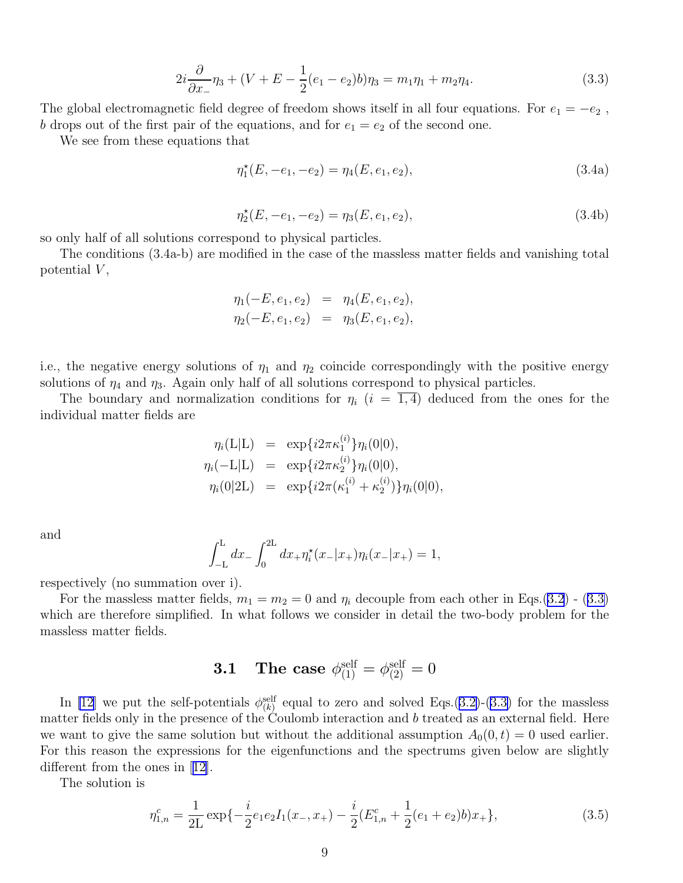$$2i\frac{\partial}{\partial x_-}\eta_3 + (V + E - \frac{1}{2}(e_1 - e_2)b)\eta_3 = m_1\eta_1 + m_2\eta_4. \tag{3.3}$$

The global electromagnetic field degree of freedom shows itself in all four equations. For $e_1 = -e_2$ , $b$ drops out of the first pair of the equations, and for $e_1 = e_2$ of the second one.

We see from these equations that

$$\eta_1^\star(E, -e_1, -e_2) = \eta_4(E, e_1, e_2), \tag{3.4a}$$

$$\eta_2^\star(E, -e_1, -e_2) = \eta_3(E, e_1, e_2), \tag{3.4b}$$

so only half of all solutions correspond to physical particles.

The conditions (3.4a-b) are modified in the case of the massless matter fields and vanishing total potential $V$,

$$\begin{aligned}
\eta_1(-E, e_1, e_2) &= \eta_4(E, e_1, e_2), \\
\eta_2(-E, e_1, e_2) &= \eta_3(E, e_1, e_2),
\end{aligned}$$

i.e., the negative energy solutions of $\eta_1$ and $\eta_2$ coincide correspondingly with the positive energy solutions of $\eta_4$ and $\eta_3$. Again only half of all solutions correspond to physical particles.

The boundary and normalization conditions for $\eta_i$ ($i = \overline{1,4}$) deduced from the ones for the individual matter fields are

$$\begin{aligned}
\eta_i(\mathrm{L}|\mathrm{L}) &= \exp\{i2\pi\kappa_1^{(i)}\}\eta_i(0|0), \\
\eta_i(-\mathrm{L}|\mathrm{L}) &= \exp\{i2\pi\kappa_2^{(i)}\}\eta_i(0|0), \\
\eta_i(0|2\mathrm{L}) &= \exp\{i2\pi(\kappa_1^{(i)} + \kappa_2^{(i)})\}\eta_i(0|0),
\end{aligned}$$

and

$$\int_{-\mathrm{L}}^{\mathrm{L}} dx_- \int_0^{2\mathrm{L}} dx_+ \eta_i^\star(x_-|x_+)\eta_i(x_-|x_+) = 1,$$

respectively (no summation over i).

For the massless matter fields, $m_1 = m_2 = 0$ and $\eta_i$ decouple from each other in Eqs.(3.2) - (3.3) which are therefore simplified. In what follows we consider in detail the two-body problem for the massless matter fields.

## 3.1 The case $\phi_{(1)}^{\mathrm{self}} = \phi_{(2)}^{\mathrm{self}} = 0$

In [12] we put the self-potentials $\phi_{(k)}^{\mathrm{self}}$ equal to zero and solved Eqs.(3.2)-(3.3) for the massless matter fields only in the presence of the Coulomb interaction and $b$ treated as an external field. Here we want to give the same solution but without the additional assumption $A_0(0,t) = 0$ used earlier. For this reason the expressions for the eigenfunctions and the spectrums given below are slightly different from the ones in [12].

The solution is

$$\eta_{1,n}^c = \frac{1}{2\mathrm{L}} \exp\{-\frac{i}{2}e_1e_2 I_1(x_-, x_+) - \frac{i}{2}(E_{1,n}^c + \frac{1}{2}(e_1 + e_2)b)x_+\}, \tag{3.5}$$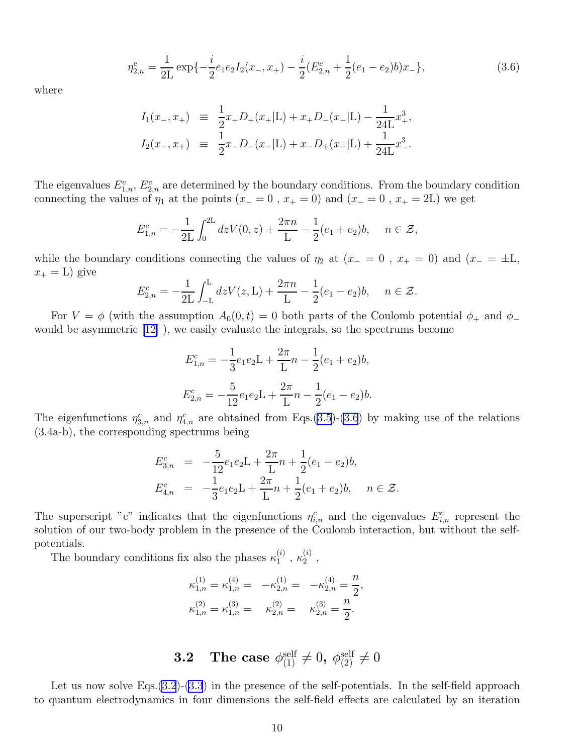$$\eta_{2,n}^c = \frac{1}{2\mathrm{L}} \exp\{-\frac{i}{2} e_1 e_2 I_2(x_-, x_+) - \frac{i}{2}(E_{2,n}^c + \frac{1}{2}(e_1 - e_2)b)x_-\}, \tag{3.6}$$

where

$$\begin{aligned}
I_1(x_-, x_+) &\equiv \frac{1}{2} x_+ D_+(x_+|\mathrm{L}) + x_+ D_-(x_-|\mathrm{L}) - \frac{1}{24\mathrm{L}} x_+^3, \\
I_2(x_-, x_+) &\equiv \frac{1}{2} x_- D_-(x_-|\mathrm{L}) + x_- D_+(x_+|\mathrm{L}) + \frac{1}{24\mathrm{L}} x_-^3.
\end{aligned}$$

The eigenvalues $E_{1,n}^c$, $E_{2,n}^c$ are determined by the boundary conditions. From the boundary condition connecting the values of $\eta_1$ at the points ($x_- = 0$ , $x_+ = 0$) and ($x_- = 0$ , $x_+ = 2\mathrm{L}$) we get

$$E_{1,n}^c = -\frac{1}{2\mathrm{L}} \int_0^{2\mathrm{L}} dz V(0,z) + \frac{2\pi n}{\mathrm{L}} - \frac{1}{2}(e_1 + e_2)b, \quad n \in \mathcal{Z},$$

while the boundary conditions connecting the values of $\eta_2$ at ($x_- = 0$ , $x_+ = 0$) and ($x_- = \pm\mathrm{L}$, $x_+ = \mathrm{L}$) give

$$E_{2,n}^c = -\frac{1}{2\mathrm{L}} \int_{-\mathrm{L}}^{\mathrm{L}} dz V(z,\mathrm{L}) + \frac{2\pi n}{\mathrm{L}} - \frac{1}{2}(e_1 - e_2)b, \quad n \in \mathcal{Z}.$$

For $V = \phi$ (with the assumption $A_0(0,t) = 0$ both parts of the Coulomb potential $\phi_+$ and $\phi_-$ would be asymmetric [12] ), we easily evaluate the integrals, so the spectrums become

$$E_{1,n}^c = -\frac{1}{3} e_1 e_2 \mathrm{L} + \frac{2\pi}{\mathrm{L}} n - \frac{1}{2}(e_1 + e_2)b,$$

$$E_{2,n}^c = -\frac{5}{12} e_1 e_2 \mathrm{L} + \frac{2\pi}{\mathrm{L}} n - \frac{1}{2}(e_1 - e_2)b.$$

The eigenfunctions $\eta_{3,n}^c$ and $\eta_{4,n}^c$ are obtained from Eqs.(3.5)-(3.6) by making use of the relations (3.4a-b), the corresponding spectrums being

$$\begin{aligned}
E_{3,n}^c &= -\frac{5}{12} e_1 e_2 \mathrm{L} + \frac{2\pi}{\mathrm{L}} n + \frac{1}{2}(e_1 - e_2)b, \\
E_{4,n}^c &= -\frac{1}{3} e_1 e_2 \mathrm{L} + \frac{2\pi}{\mathrm{L}} n + \frac{1}{2}(e_1 + e_2)b, \quad n \in \mathcal{Z}.
\end{aligned}$$

The superscript "c" indicates that the eigenfunctions $\eta_{i,n}^c$ and the eigenvalues $E_{i,n}^c$ represent the solution of our two-body problem in the presence of the Coulomb interaction, but without the self-potentials.

The boundary conditions fix also the phases $\kappa_1^{(i)}$ , $\kappa_2^{(i)}$ ,

$$\begin{aligned}
\kappa_{1,n}^{(1)} = \kappa_{1,n}^{(4)} = \; &-\kappa_{2,n}^{(1)} = \; -\kappa_{2,n}^{(4)} = \frac{n}{2}, \\
\kappa_{1,n}^{(2)} = \kappa_{1,n}^{(3)} = \; &\kappa_{2,n}^{(2)} = \; \kappa_{2,n}^{(3)} = \frac{n}{2}.
\end{aligned}$$

## 3.2 The case $\phi_{(1)}^{\mathrm{self}} \neq 0$, $\phi_{(2)}^{\mathrm{self}} \neq 0$

Let us now solve Eqs.(3.2)-(3.3) in the presence of the self-potentials. In the self-field approach to quantum electrodynamics in four dimensions the self-field effects are calculated by an iteration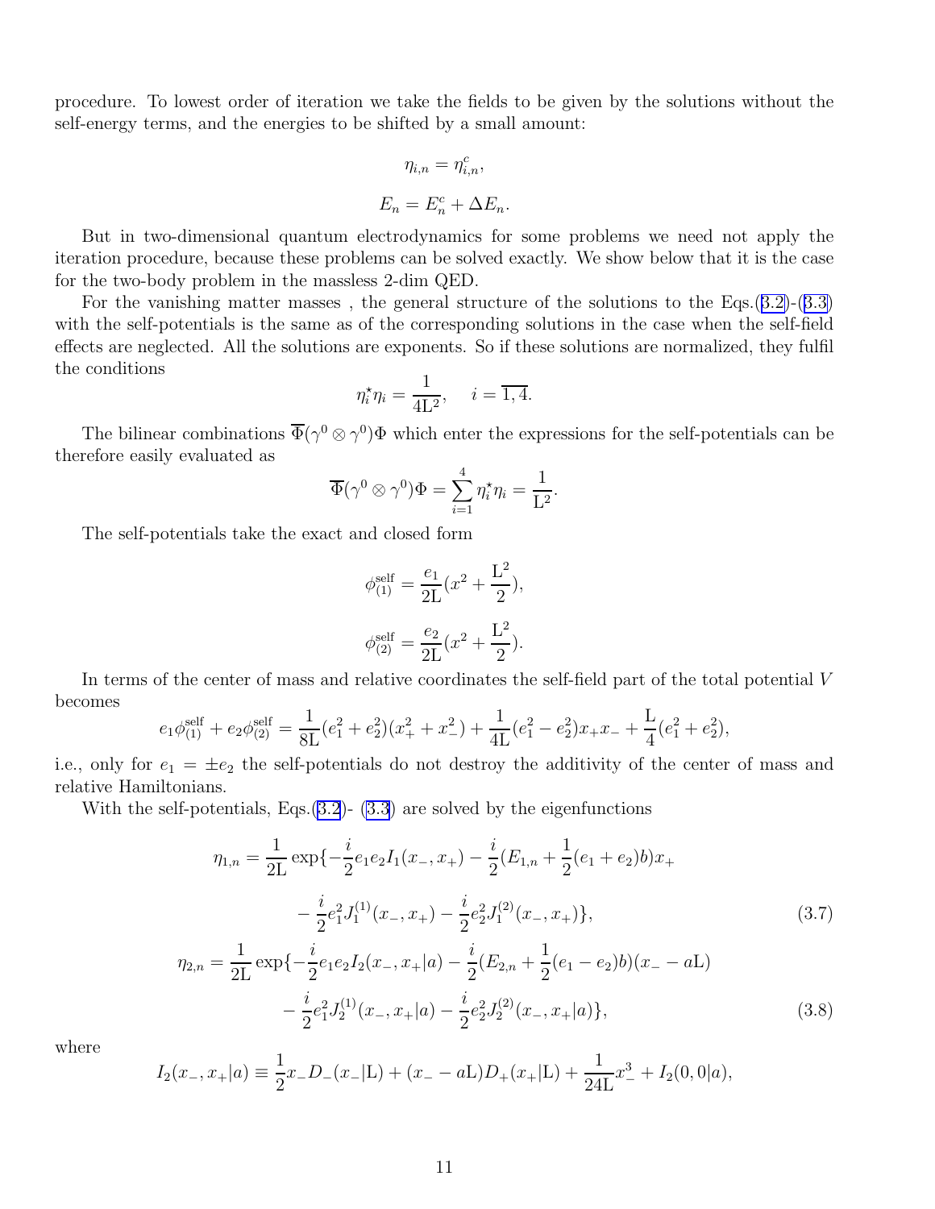procedure. To lowest order of iteration we take the fields to be given by the solutions without the self-energy terms, and the energies to be shifted by a small amount:

$$\eta_{i,n} = \eta_{i,n}^{c},$$

$$E_n = E_n^c + \Delta E_n.$$

But in two-dimensional quantum electrodynamics for some problems we need not apply the iteration procedure, because these problems can be solved exactly. We show below that it is the case for the two-body problem in the massless 2-dim QED.

For the vanishing matter masses , the general structure of the solutions to the Eqs.(3.2)-(3.3) with the self-potentials is the same as of the corresponding solutions in the case when the self-field effects are neglected. All the solutions are exponents. So if these solutions are normalized, they fulfil the conditions

$$\eta_i^{\star}\eta_i = \frac{1}{4\mathrm{L}^2}, \quad i = \overline{1,4}.$$

The bilinear combinations $\overline{\Phi}(\gamma^0 \otimes \gamma^0)\Phi$ which enter the expressions for the self-potentials can be therefore easily evaluated as

$$\overline{\Phi}(\gamma^0 \otimes \gamma^0)\Phi = \sum_{i=1}^{4} \eta_i^{\star}\eta_i = \frac{1}{\mathrm{L}^2}.$$

The self-potentials take the exact and closed form

$$\phi_{(1)}^{\mathrm{self}} = \frac{e_1}{2\mathrm{L}}(x^2 + \frac{\mathrm{L}^2}{2}),$$

$$\phi_{(2)}^{\mathrm{self}} = \frac{e_2}{2\mathrm{L}}(x^2 + \frac{\mathrm{L}^2}{2}).$$

In terms of the center of mass and relative coordinates the self-field part of the total potential $V$ becomes

$$e_1\phi_{(1)}^{\mathrm{self}} + e_2\phi_{(2)}^{\mathrm{self}} = \frac{1}{8\mathrm{L}}(e_1^2 + e_2^2)(x_+^2 + x_-^2) + \frac{1}{4\mathrm{L}}(e_1^2 - e_2^2)x_+x_- + \frac{\mathrm{L}}{4}(e_1^2 + e_2^2),$$

i.e., only for $e_1 = \pm e_2$ the self-potentials do not destroy the additivity of the center of mass and relative Hamiltonians.

With the self-potentials, Eqs.(3.2)- (3.3) are solved by the eigenfunctions

$$\eta_{1,n} = \frac{1}{2\mathrm{L}}\exp\{-\frac{i}{2}e_1e_2I_1(x_-,x_+) - \frac{i}{2}(E_{1,n} + \frac{1}{2}(e_1+e_2)b)x_+ - \frac{i}{2}e_1^2J_1^{(1)}(x_-,x_+) - \frac{i}{2}e_2^2J_1^{(2)}(x_-,x_+)\}, \tag{3.7}$$

$$\eta_{2,n} = \frac{1}{2\mathrm{L}}\exp\{-\frac{i}{2}e_1e_2I_2(x_-,x_+|a) - \frac{i}{2}(E_{2,n} + \frac{1}{2}(e_1-e_2)b)(x_- - a\mathrm{L}) - \frac{i}{2}e_1^2J_2^{(1)}(x_-,x_+|a) - \frac{i}{2}e_2^2J_2^{(2)}(x_-,x_+|a)\}, \tag{3.8}$$

where

$$I_2(x_-,x_+|a) \equiv \frac{1}{2}x_-D_-(x_-|\mathrm{L}) + (x_- - a\mathrm{L})D_+(x_+|\mathrm{L}) + \frac{1}{24\mathrm{L}}x_-^3 + I_2(0,0|a),$$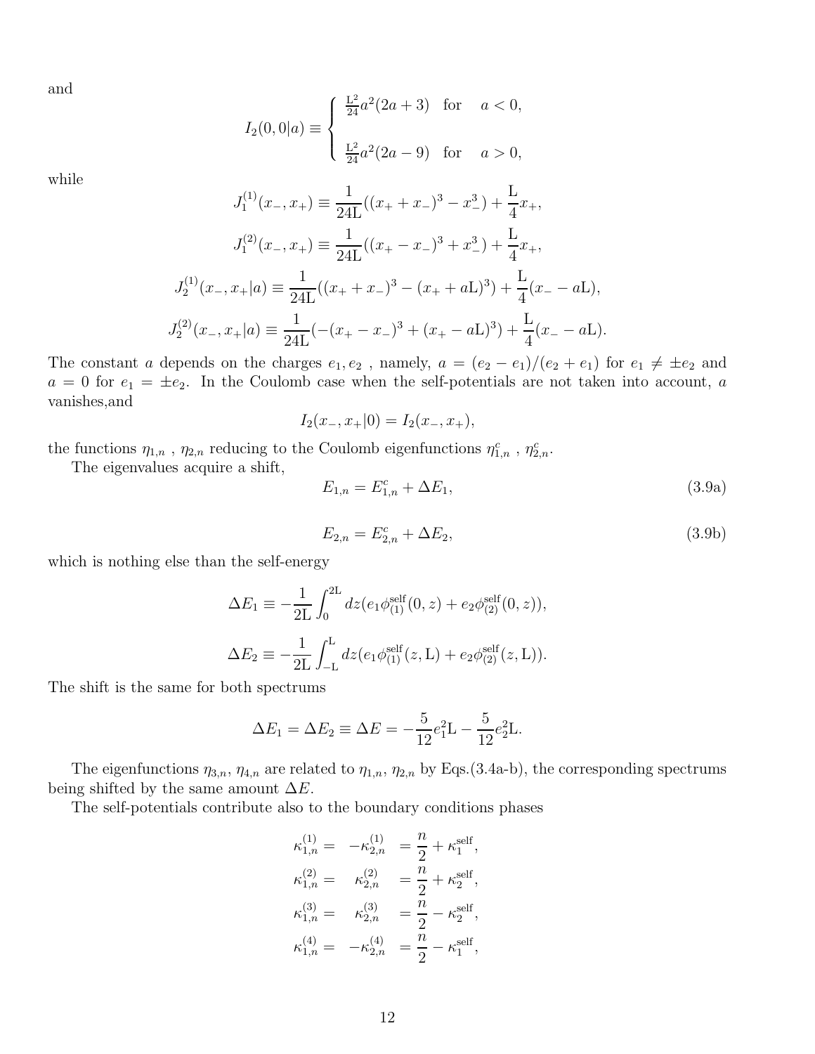and

$$
I_2(0,0|a) \equiv \begin{cases} \frac{\mathrm{L}^2}{24} a^2(2a+3) & \text{for} \quad a<0, \\ \\ \frac{\mathrm{L}^2}{24} a^2(2a-9) & \text{for} \quad a>0, \end{cases}
$$

while

$$
J_1^{(1)}(x_-,x_+) \equiv \frac{1}{24\mathrm{L}}((x_+ + x_-)^3 - x_-^3) + \frac{\mathrm{L}}{4} x_+,
$$

$$
J_1^{(2)}(x_-,x_+) \equiv \frac{1}{24\mathrm{L}}((x_+ - x_-)^3 + x_-^3) + \frac{\mathrm{L}}{4} x_+,
$$

$$
J_2^{(1)}(x_-,x_+|a) \equiv \frac{1}{24\mathrm{L}}((x_+ + x_-)^3 - (x_+ + a\mathrm{L})^3) + \frac{\mathrm{L}}{4}(x_- - a\mathrm{L}),
$$

$$
J_2^{(2)}(x_-,x_+|a) \equiv \frac{1}{24\mathrm{L}}(-(x_+ - x_-)^3 + (x_+ - a\mathrm{L})^3) + \frac{\mathrm{L}}{4}(x_- - a\mathrm{L}).
$$

The constant $a$ depends on the charges $e_1, e_2$ , namely, $a = (e_2 - e_1)/(e_2 + e_1)$ for $e_1 \neq \pm e_2$ and $a = 0$ for $e_1 = \pm e_2$. In the Coulomb case when the self-potentials are not taken into account, $a$ vanishes,and

$$
I_2(x_-,x_+|0) = I_2(x_-,x_+),
$$

the functions $\eta_{1,n}$ , $\eta_{2,n}$ reducing to the Coulomb eigenfunctions $\eta^c_{1,n}$ , $\eta^c_{2,n}$.

The eigenvalues acquire a shift,

$$
E_{1,n} = E^c_{1,n} + \Delta E_1, \tag{3.9a}
$$

$$
E_{2,n} = E^c_{2,n} + \Delta E_2, \tag{3.9b}
$$

which is nothing else than the self-energy

$$
\Delta E_1 \equiv -\frac{1}{2\mathrm{L}} \int_0^{2\mathrm{L}} dz (e_1 \phi^{\mathrm{self}}_{(1)}(0,z) + e_2 \phi^{\mathrm{self}}_{(2)}(0,z)),
$$

$$
\Delta E_2 \equiv -\frac{1}{2\mathrm{L}} \int_{-\mathrm{L}}^{\mathrm{L}} dz (e_1 \phi^{\mathrm{self}}_{(1)}(z,\mathrm{L}) + e_2 \phi^{\mathrm{self}}_{(2)}(z,\mathrm{L})).
$$

The shift is the same for both spectrums

$$
\Delta E_1 = \Delta E_2 \equiv \Delta E = -\frac{5}{12} e_1^2 \mathrm{L} - \frac{5}{12} e_2^2 \mathrm{L}.
$$

The eigenfunctions $\eta_{3,n}$, $\eta_{4,n}$ are related to $\eta_{1,n}$, $\eta_{2,n}$ by Eqs.(3.4a-b), the corresponding spectrums being shifted by the same amount $\Delta E$.

The self-potentials contribute also to the boundary conditions phases

$$
\begin{aligned}
\kappa^{(1)}_{1,n} = & \quad -\kappa^{(1)}_{2,n} & = \frac{n}{2} + \kappa^{\mathrm{self}}_1, \\
\kappa^{(2)}_{1,n} = & \quad \kappa^{(2)}_{2,n} & = \frac{n}{2} + \kappa^{\mathrm{self}}_2, \\
\kappa^{(3)}_{1,n} = & \quad \kappa^{(3)}_{2,n} & = \frac{n}{2} - \kappa^{\mathrm{self}}_2, \\
\kappa^{(4)}_{1,n} = & \quad -\kappa^{(4)}_{2,n} & = \frac{n}{2} - \kappa^{\mathrm{self}}_1,
\end{aligned}
$$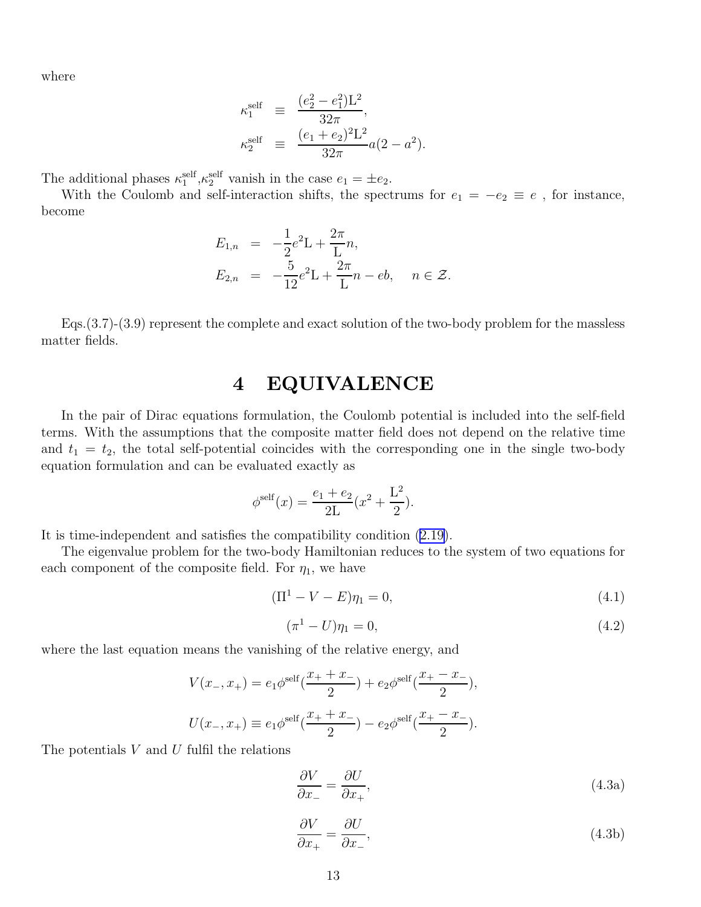where

$$
\begin{aligned}
\kappa_1^{\rm self} &\equiv \frac{(e_2^2 - e_1^2){\rm L}^2}{32\pi}, \\
\kappa_2^{\rm self} &\equiv \frac{(e_1 + e_2)^2{\rm L}^2}{32\pi} a(2 - a^2).
\end{aligned}
$$

The additional phases $\kappa_1^{\rm self}$,$\kappa_2^{\rm self}$ vanish in the case $e_1 = \pm e_2$.

With the Coulomb and self-interaction shifts, the spectrums for $e_1 = -e_2 \equiv e$ , for instance, become

$$
\begin{aligned}
E_{1,n} &= -\frac{1}{2}e^2{\rm L} + \frac{2\pi}{\rm L}n, \\
E_{2,n} &= -\frac{5}{12}e^2{\rm L} + \frac{2\pi}{\rm L}n - eb, \quad n \in \mathcal{Z}.
\end{aligned}
$$

Eqs.(3.7)-(3.9) represent the complete and exact solution of the two-body problem for the massless matter fields.

# 4 EQUIVALENCE

In the pair of Dirac equations formulation, the Coulomb potential is included into the self-field terms. With the assumptions that the composite matter field does not depend on the relative time and $t_1 = t_2$, the total self-potential coincides with the corresponding one in the single two-body equation formulation and can be evaluated exactly as

$$
\phi^{\rm self}(x) = \frac{e_1 + e_2}{2{\rm L}}(x^2 + \frac{{\rm L}^2}{2}).
$$

It is time-independent and satisfies the compatibility condition (2.19).

The eigenvalue problem for the two-body Hamiltonian reduces to the system of two equations for each component of the composite field. For $\eta_1$, we have

$$
(\Pi^1 - V - E)\eta_1 = 0, \tag{4.1}
$$

$$
(\pi^1 - U)\eta_1 = 0, \tag{4.2}
$$

where the last equation means the vanishing of the relative energy, and

$$
V(x_-, x_+) = e_1\phi^{\rm self}(\frac{x_+ + x_-}{2}) + e_2\phi^{\rm self}(\frac{x_+ - x_-}{2}),
$$

$$
U(x_-, x_+) \equiv e_1\phi^{\rm self}(\frac{x_+ + x_-}{2}) - e_2\phi^{\rm self}(\frac{x_+ - x_-}{2}).
$$

The potentials $V$ and $U$ fulfil the relations

$$
\frac{\partial V}{\partial x_-} = \frac{\partial U}{\partial x_+}, \tag{4.3a}
$$

$$
\frac{\partial V}{\partial x_+} = \frac{\partial U}{\partial x_-}, \tag{4.3b}
$$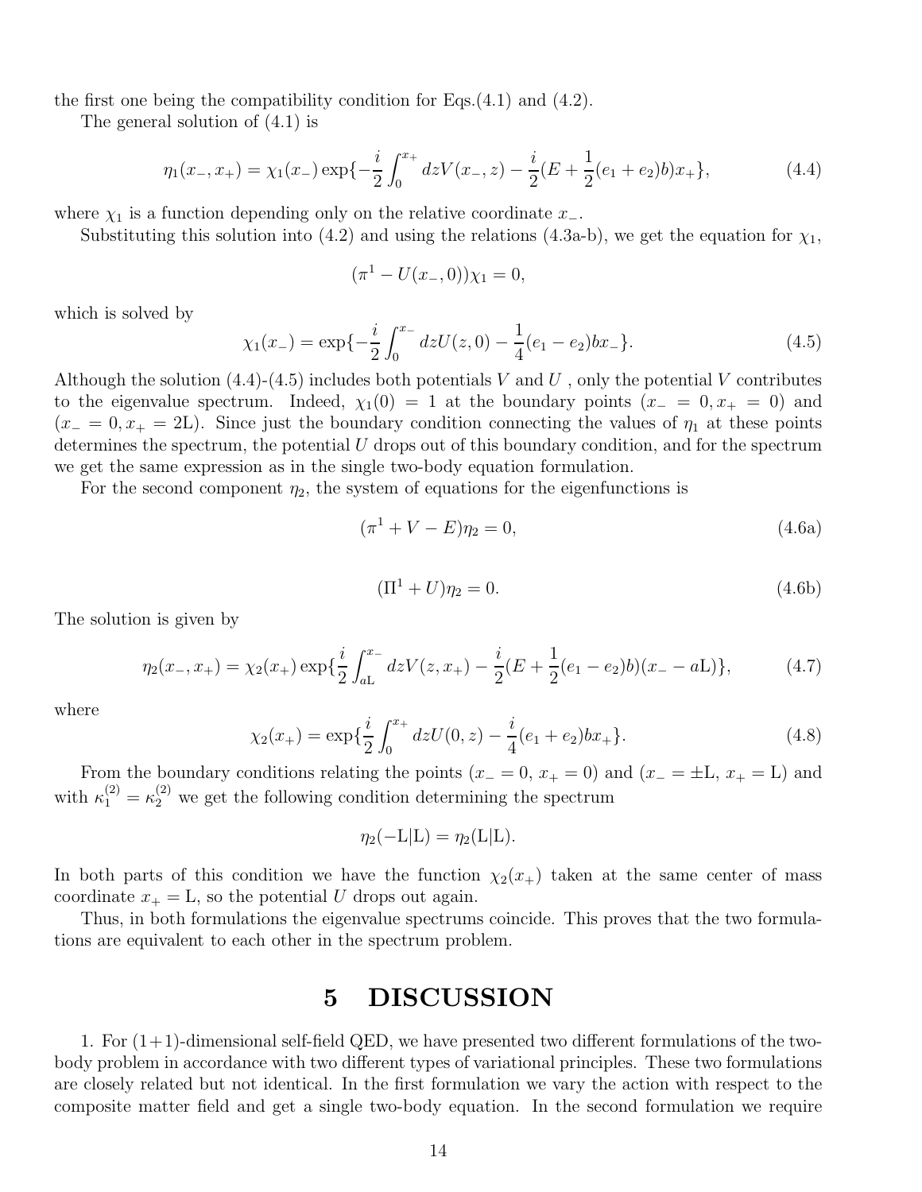the first one being the compatibility condition for Eqs.(4.1) and (4.2).

The general solution of (4.1) is

$$\eta_1(x_-, x_+) = \chi_1(x_-) \exp\{-\frac{i}{2}\int_0^{x_+} dz V(x_-, z) - \frac{i}{2}(E + \frac{1}{2}(e_1 + e_2)b)x_+\}, \tag{4.4}$$

where $\chi_1$ is a function depending only on the relative coordinate $x_-$.

Substituting this solution into (4.2) and using the relations (4.3a-b), we get the equation for $\chi_1$,

$$(\pi^1 - U(x_-, 0))\chi_1 = 0,$$

which is solved by

$$\chi_1(x_-) = \exp\{-\frac{i}{2}\int_0^{x_-} dz U(z, 0) - \frac{1}{4}(e_1 - e_2)bx_-\}. \tag{4.5}$$

Although the solution (4.4)-(4.5) includes both potentials $V$ and $U$ , only the potential $V$ contributes to the eigenvalue spectrum. Indeed, $\chi_1(0) = 1$ at the boundary points ($x_- = 0, x_+ = 0$) and ($x_- = 0, x_+ = 2\mathrm{L}$). Since just the boundary condition connecting the values of $\eta_1$ at these points determines the spectrum, the potential $U$ drops out of this boundary condition, and for the spectrum we get the same expression as in the single two-body equation formulation.

For the second component $\eta_2$, the system of equations for the eigenfunctions is

$$(\pi^1 + V - E)\eta_2 = 0, \tag{4.6a}$$

$$(\Pi^1 + U)\eta_2 = 0. \tag{4.6b}$$

The solution is given by

$$\eta_2(x_-, x_+) = \chi_2(x_+) \exp\{\frac{i}{2}\int_{a\mathrm{L}}^{x_-} dz V(z, x_+) - \frac{i}{2}(E + \frac{1}{2}(e_1 - e_2)b)(x_- - a\mathrm{L})\}, \tag{4.7}$$

where

$$\chi_2(x_+) = \exp\{\frac{i}{2}\int_0^{x_+} dz U(0, z) - \frac{i}{4}(e_1 + e_2)bx_+\}. \tag{4.8}$$

From the boundary conditions relating the points ($x_- = 0$, $x_+ = 0$) and ($x_- = \pm\mathrm{L}$, $x_+ = \mathrm{L}$) and with $\kappa_1^{(2)} = \kappa_2^{(2)}$ we get the following condition determining the spectrum

$$\eta_2(-\mathrm{L}|\mathrm{L}) = \eta_2(\mathrm{L}|\mathrm{L}).$$

In both parts of this condition we have the function $\chi_2(x_+)$ taken at the same center of mass coordinate $x_+ = \mathrm{L}$, so the potential $U$ drops out again.

Thus, in both formulations the eigenvalue spectrums coincide. This proves that the two formulations are equivalent to each other in the spectrum problem.

# 5 DISCUSSION

1. For (1+1)-dimensional self-field QED, we have presented two different formulations of the two-body problem in accordance with two different types of variational principles. These two formulations are closely related but not identical. In the first formulation we vary the action with respect to the composite matter field and get a single two-body equation. In the second formulation we require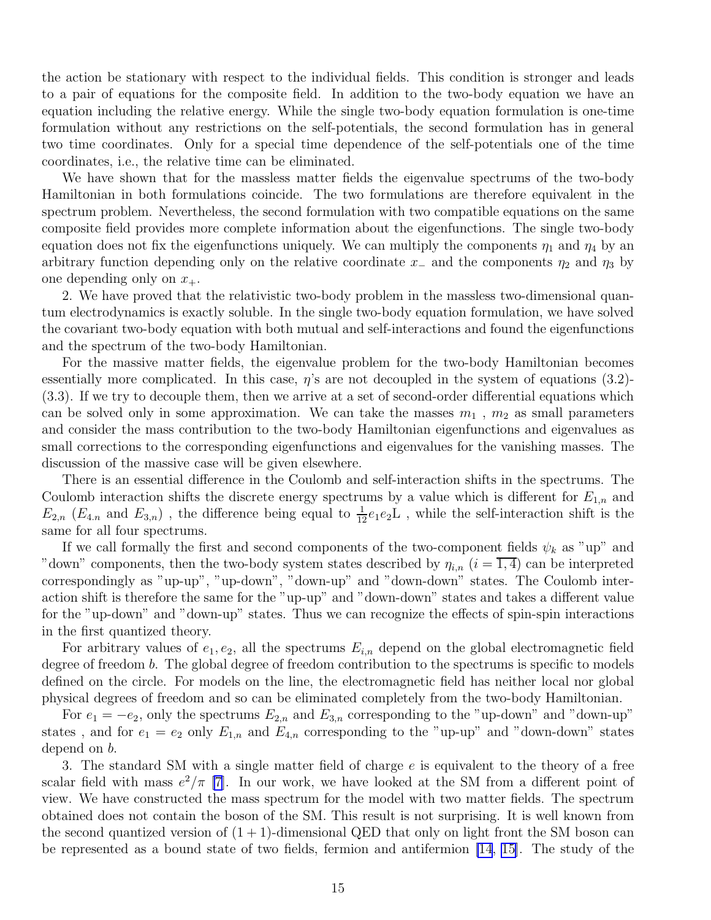the action be stationary with respect to the individual fields. This condition is stronger and leads to a pair of equations for the composite field. In addition to the two-body equation we have an equation including the relative energy. While the single two-body equation formulation is one-time formulation without any restrictions on the self-potentials, the second formulation has in general two time coordinates. Only for a special time dependence of the self-potentials one of the time coordinates, i.e., the relative time can be eliminated.

We have shown that for the massless matter fields the eigenvalue spectrums of the two-body Hamiltonian in both formulations coincide. The two formulations are therefore equivalent in the spectrum problem. Nevertheless, the second formulation with two compatible equations on the same composite field provides more complete information about the eigenfunctions. The single two-body equation does not fix the eigenfunctions uniquely. We can multiply the components $\eta_1$ and $\eta_4$ by an arbitrary function depending only on the relative coordinate $x_-$ and the components $\eta_2$ and $\eta_3$ by one depending only on $x_+$.

2. We have proved that the relativistic two-body problem in the massless two-dimensional quantum electrodynamics is exactly soluble. In the single two-body equation formulation, we have solved the covariant two-body equation with both mutual and self-interactions and found the eigenfunctions and the spectrum of the two-body Hamiltonian.

For the massive matter fields, the eigenvalue problem for the two-body Hamiltonian becomes essentially more complicated. In this case, $\eta$'s are not decoupled in the system of equations (3.2)-(3.3). If we try to decouple them, then we arrive at a set of second-order differential equations which can be solved only in some approximation. We can take the masses $m_1$ , $m_2$ as small parameters and consider the mass contribution to the two-body Hamiltonian eigenfunctions and eigenvalues as small corrections to the corresponding eigenfunctions and eigenvalues for the vanishing masses. The discussion of the massive case will be given elsewhere.

There is an essential difference in the Coulomb and self-interaction shifts in the spectrums. The Coulomb interaction shifts the discrete energy spectrums by a value which is different for $E_{1,n}$ and $E_{2,n}$ ($E_{4.n}$ and $E_{3,n}$) , the difference being equal to $\frac{1}{12}e_1e_2\mathrm{L}$ , while the self-interaction shift is the same for all four spectrums.

If we call formally the first and second components of the two-component fields $\psi_k$ as "up" and "down" components, then the two-body system states described by $\eta_{i,n}$ ($i=\overline{1,4}$) can be interpreted correspondingly as "up-up", "up-down", "down-up" and "down-down" states. The Coulomb interaction shift is therefore the same for the "up-up" and "down-down" states and takes a different value for the "up-down" and "down-up" states. Thus we can recognize the effects of spin-spin interactions in the first quantized theory.

For arbitrary values of $e_1, e_2$, all the spectrums $E_{i,n}$ depend on the global electromagnetic field degree of freedom $b$. The global degree of freedom contribution to the spectrums is specific to models defined on the circle. For models on the line, the electromagnetic field has neither local nor global physical degrees of freedom and so can be eliminated completely from the two-body Hamiltonian.

For $e_1 = -e_2$, only the spectrums $E_{2,n}$ and $E_{3,n}$ corresponding to the "up-down" and "down-up" states , and for $e_1 = e_2$ only $E_{1,n}$ and $E_{4,n}$ corresponding to the "up-up" and "down-down" states depend on $b$.

3. The standard SM with a single matter field of charge $e$ is equivalent to the theory of a free scalar field with mass $e^2/\pi$ [7]. In our work, we have looked at the SM from a different point of view. We have constructed the mass spectrum for the model with two matter fields. The spectrum obtained does not contain the boson of the SM. This result is not surprising. It is well known from the second quantized version of $(1+1)$-dimensional QED that only on light front the SM boson can be represented as a bound state of two fields, fermion and antifermion [14, 15]. The study of the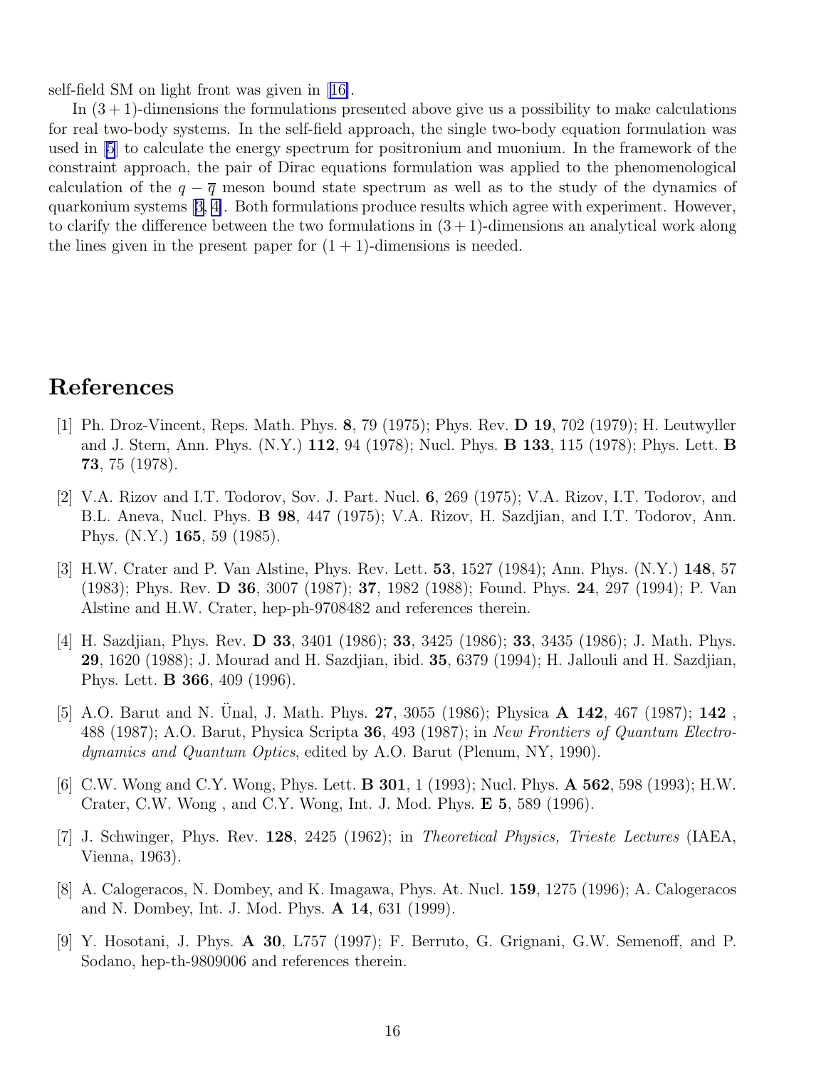self-field SM on light front was given in [16].

In $(3+1)$-dimensions the formulations presented above give us a possibility to make calculations for real two-body systems. In the self-field approach, the single two-body equation formulation was used in [5] to calculate the energy spectrum for positronium and muonium. In the framework of the constraint approach, the pair of Dirac equations formulation was applied to the phenomenological calculation of the $q - \overline{q}$ meson bound state spectrum as well as to the study of the dynamics of quarkonium systems [3, 4]. Both formulations produce results which agree with experiment. However, to clarify the difference between the two formulations in $(3+1)$-dimensions an analytical work along the lines given in the present paper for $(1+1)$-dimensions is needed.

# References

[1] Ph. Droz-Vincent, Reps. Math. Phys. **8**, 79 (1975); Phys. Rev. **D 19**, 702 (1979); H. Leutwyller and J. Stern, Ann. Phys. (N.Y.) **112**, 94 (1978); Nucl. Phys. **B 133**, 115 (1978); Phys. Lett. **B 73**, 75 (1978).

[2] V.A. Rizov and I.T. Todorov, Sov. J. Part. Nucl. **6**, 269 (1975); V.A. Rizov, I.T. Todorov, and B.L. Aneva, Nucl. Phys. **B 98**, 447 (1975); V.A. Rizov, H. Sazdjian, and I.T. Todorov, Ann. Phys. (N.Y.) **165**, 59 (1985).

[3] H.W. Crater and P. Van Alstine, Phys. Rev. Lett. **53**, 1527 (1984); Ann. Phys. (N.Y.) **148**, 57 (1983); Phys. Rev. **D 36**, 3007 (1987); **37**, 1982 (1988); Found. Phys. **24**, 297 (1994); P. Van Alstine and H.W. Crater, hep-ph-9708482 and references therein.

[4] H. Sazdjian, Phys. Rev. **D 33**, 3401 (1986); **33**, 3425 (1986); **33**, 3435 (1986); J. Math. Phys. **29**, 1620 (1988); J. Mourad and H. Sazdjian, ibid. **35**, 6379 (1994); H. Jallouli and H. Sazdjian, Phys. Lett. **B 366**, 409 (1996).

[5] A.O. Barut and N. Ünal, J. Math. Phys. **27**, 3055 (1986); Physica **A 142**, 467 (1987); **142** , 488 (1987); A.O. Barut, Physica Scripta **36**, 493 (1987); in *New Frontiers of Quantum Electrodynamics and Quantum Optics*, edited by A.O. Barut (Plenum, NY, 1990).

[6] C.W. Wong and C.Y. Wong, Phys. Lett. **B 301**, 1 (1993); Nucl. Phys. **A 562**, 598 (1993); H.W. Crater, C.W. Wong , and C.Y. Wong, Int. J. Mod. Phys. **E 5**, 589 (1996).

[7] J. Schwinger, Phys. Rev. **128**, 2425 (1962); in *Theoretical Physics, Trieste Lectures* (IAEA, Vienna, 1963).

[8] A. Calogeracos, N. Dombey, and K. Imagawa, Phys. At. Nucl. **159**, 1275 (1996); A. Calogeracos and N. Dombey, Int. J. Mod. Phys. **A 14**, 631 (1999).

[9] Y. Hosotani, J. Phys. **A 30**, L757 (1997); F. Berruto, G. Grignani, G.W. Semenoff, and P. Sodano, hep-th-9809006 and references therein.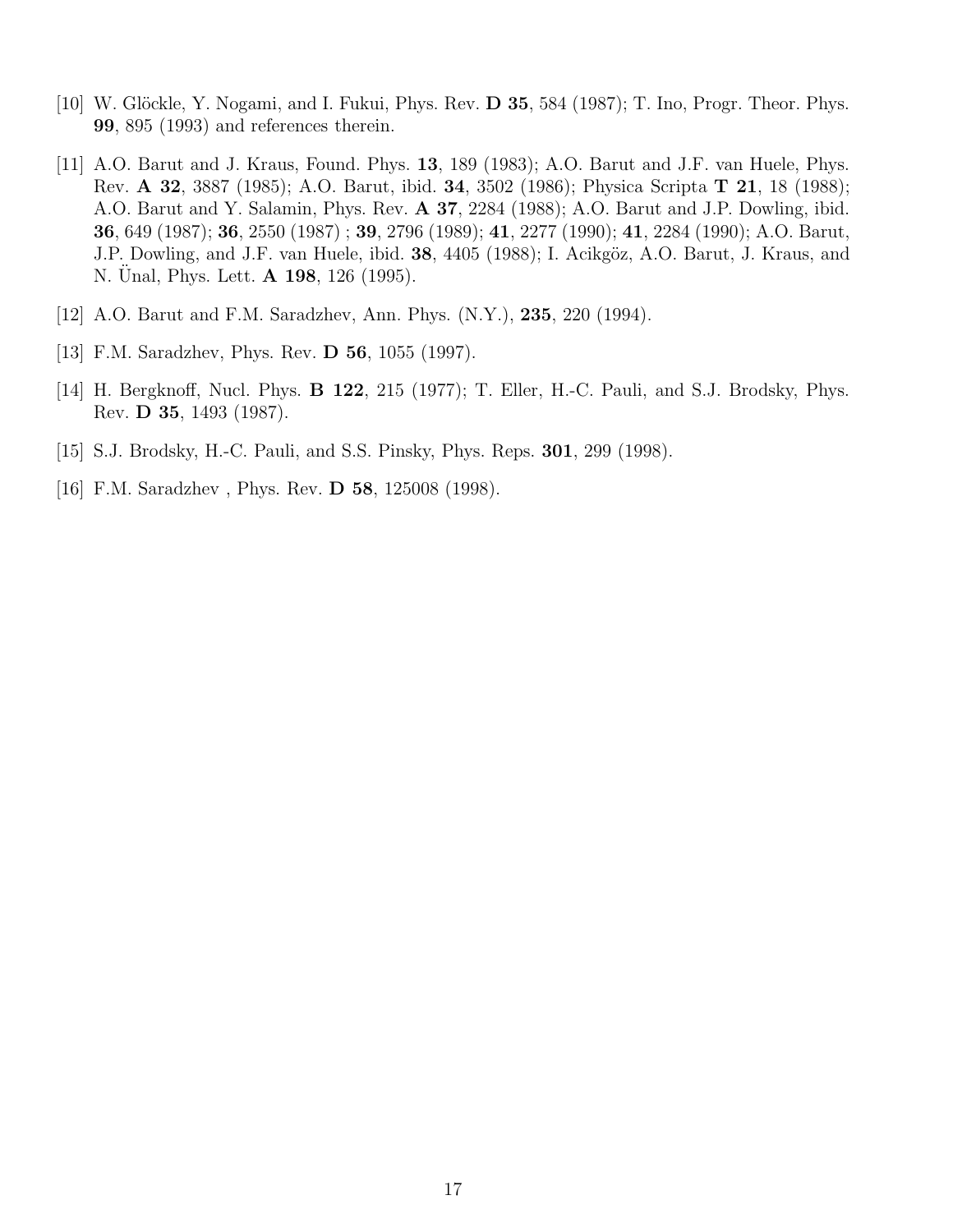[10] W. Glöckle, Y. Nogami, and I. Fukui, Phys. Rev. **D 35**, 584 (1987); T. Ino, Progr. Theor. Phys. **99**, 895 (1993) and references therein.

[11] A.O. Barut and J. Kraus, Found. Phys. **13**, 189 (1983); A.O. Barut and J.F. van Huele, Phys. Rev. **A 32**, 3887 (1985); A.O. Barut, ibid. **34**, 3502 (1986); Physica Scripta **T 21**, 18 (1988); A.O. Barut and Y. Salamin, Phys. Rev. **A 37**, 2284 (1988); A.O. Barut and J.P. Dowling, ibid. **36**, 649 (1987); **36**, 2550 (1987) ; **39**, 2796 (1989); **41**, 2277 (1990); **41**, 2284 (1990); A.O. Barut, J.P. Dowling, and J.F. van Huele, ibid. **38**, 4405 (1988); I. Acikgöz, A.O. Barut, J. Kraus, and N. Ünal, Phys. Lett. **A 198**, 126 (1995).

[12] A.O. Barut and F.M. Saradzhev, Ann. Phys. (N.Y.), **235**, 220 (1994).

[13] F.M. Saradzhev, Phys. Rev. **D 56**, 1055 (1997).

[14] H. Bergknoff, Nucl. Phys. **B 122**, 215 (1977); T. Eller, H.-C. Pauli, and S.J. Brodsky, Phys. Rev. **D 35**, 1493 (1987).

[15] S.J. Brodsky, H.-C. Pauli, and S.S. Pinsky, Phys. Reps. **301**, 299 (1998).

[16] F.M. Saradzhev , Phys. Rev. **D 58**, 125008 (1998).